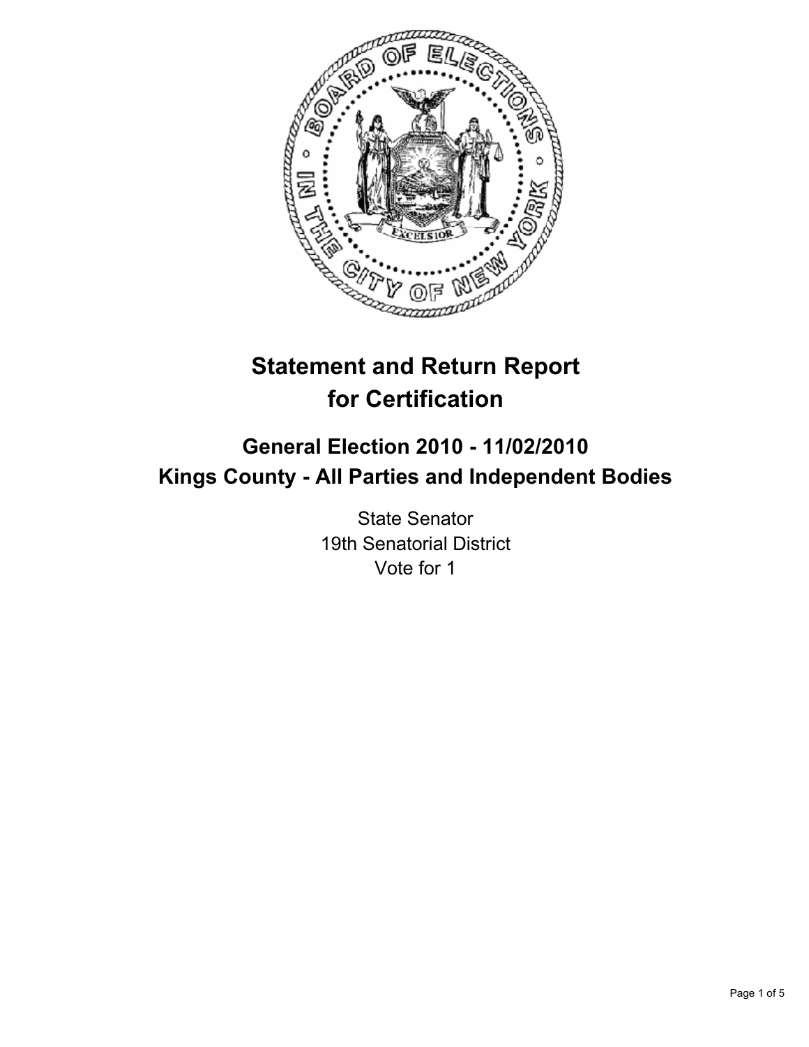# Statement and Return Report for Certification

## General Election 2010 - 11/02/2010
## Kings County - All Parties and Independent Bodies

State Senator
19th Senatorial District
Vote for 1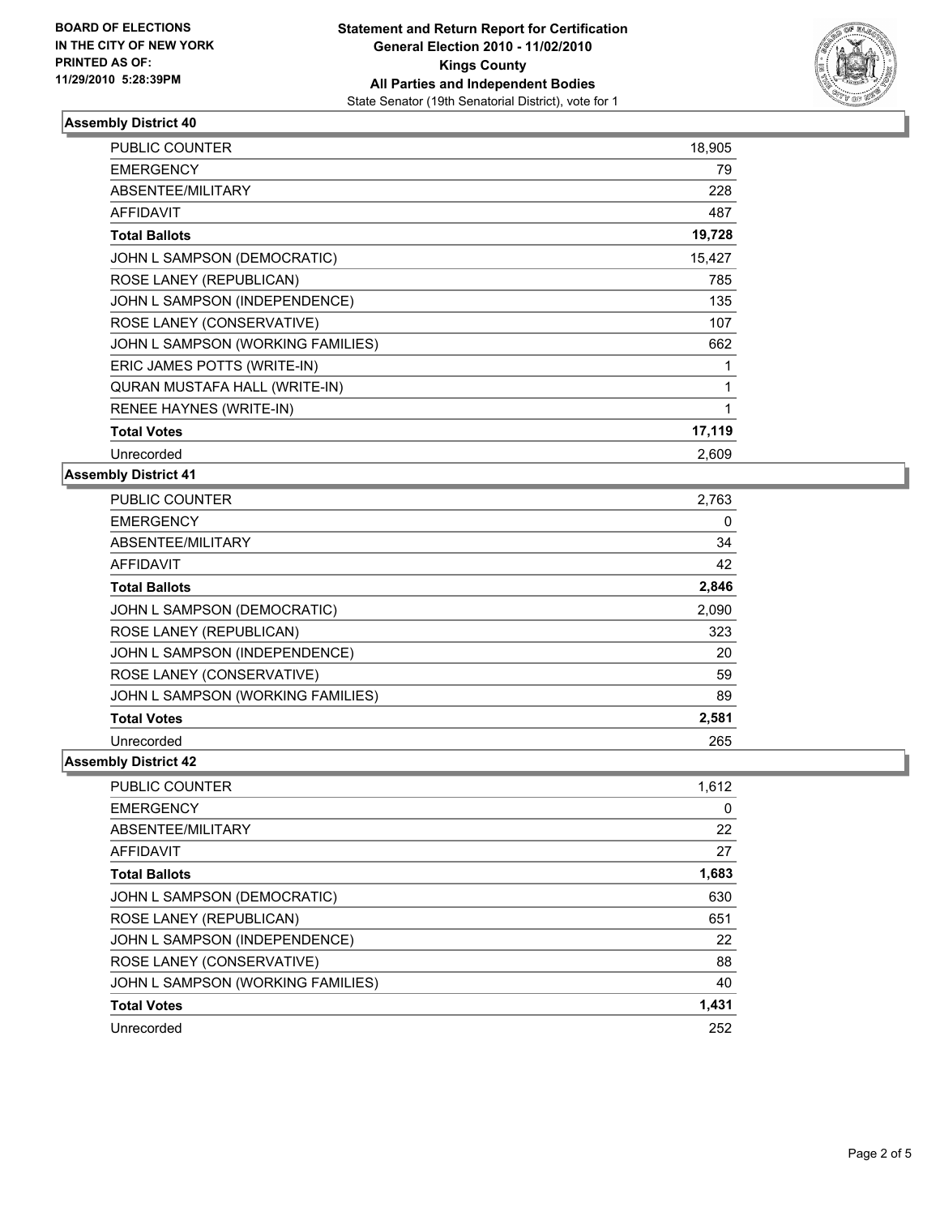**BOARD OF ELECTIONS IN THE CITY OF NEW YORK PRINTED AS OF: 11/29/2010 5:28:39PM**

**Statement and Return Report for Certification General Election 2010 - 11/02/2010 Kings County All Parties and Independent Bodies**
State Senator (19th Senatorial District), vote for 1

### Assembly District 40

| | |
|---|---|
| PUBLIC COUNTER | 18,905 |
| EMERGENCY | 79 |
| ABSENTEE/MILITARY | 228 |
| AFFIDAVIT | 487 |
| **Total Ballots** | **19,728** |
| JOHN L SAMPSON (DEMOCRATIC) | 15,427 |
| ROSE LANEY (REPUBLICAN) | 785 |
| JOHN L SAMPSON (INDEPENDENCE) | 135 |
| ROSE LANEY (CONSERVATIVE) | 107 |
| JOHN L SAMPSON (WORKING FAMILIES) | 662 |
| ERIC JAMES POTTS (WRITE-IN) | 1 |
| QURAN MUSTAFA HALL (WRITE-IN) | 1 |
| RENEE HAYNES (WRITE-IN) | 1 |
| **Total Votes** | **17,119** |
| Unrecorded | 2,609 |

### Assembly District 41

| | |
|---|---|
| PUBLIC COUNTER | 2,763 |
| EMERGENCY | 0 |
| ABSENTEE/MILITARY | 34 |
| AFFIDAVIT | 42 |
| **Total Ballots** | **2,846** |
| JOHN L SAMPSON (DEMOCRATIC) | 2,090 |
| ROSE LANEY (REPUBLICAN) | 323 |
| JOHN L SAMPSON (INDEPENDENCE) | 20 |
| ROSE LANEY (CONSERVATIVE) | 59 |
| JOHN L SAMPSON (WORKING FAMILIES) | 89 |
| **Total Votes** | **2,581** |
| Unrecorded | 265 |

### Assembly District 42

| | |
|---|---|
| PUBLIC COUNTER | 1,612 |
| EMERGENCY | 0 |
| ABSENTEE/MILITARY | 22 |
| AFFIDAVIT | 27 |
| **Total Ballots** | **1,683** |
| JOHN L SAMPSON (DEMOCRATIC) | 630 |
| ROSE LANEY (REPUBLICAN) | 651 |
| JOHN L SAMPSON (INDEPENDENCE) | 22 |
| ROSE LANEY (CONSERVATIVE) | 88 |
| JOHN L SAMPSON (WORKING FAMILIES) | 40 |
| **Total Votes** | **1,431** |
| Unrecorded | 252 |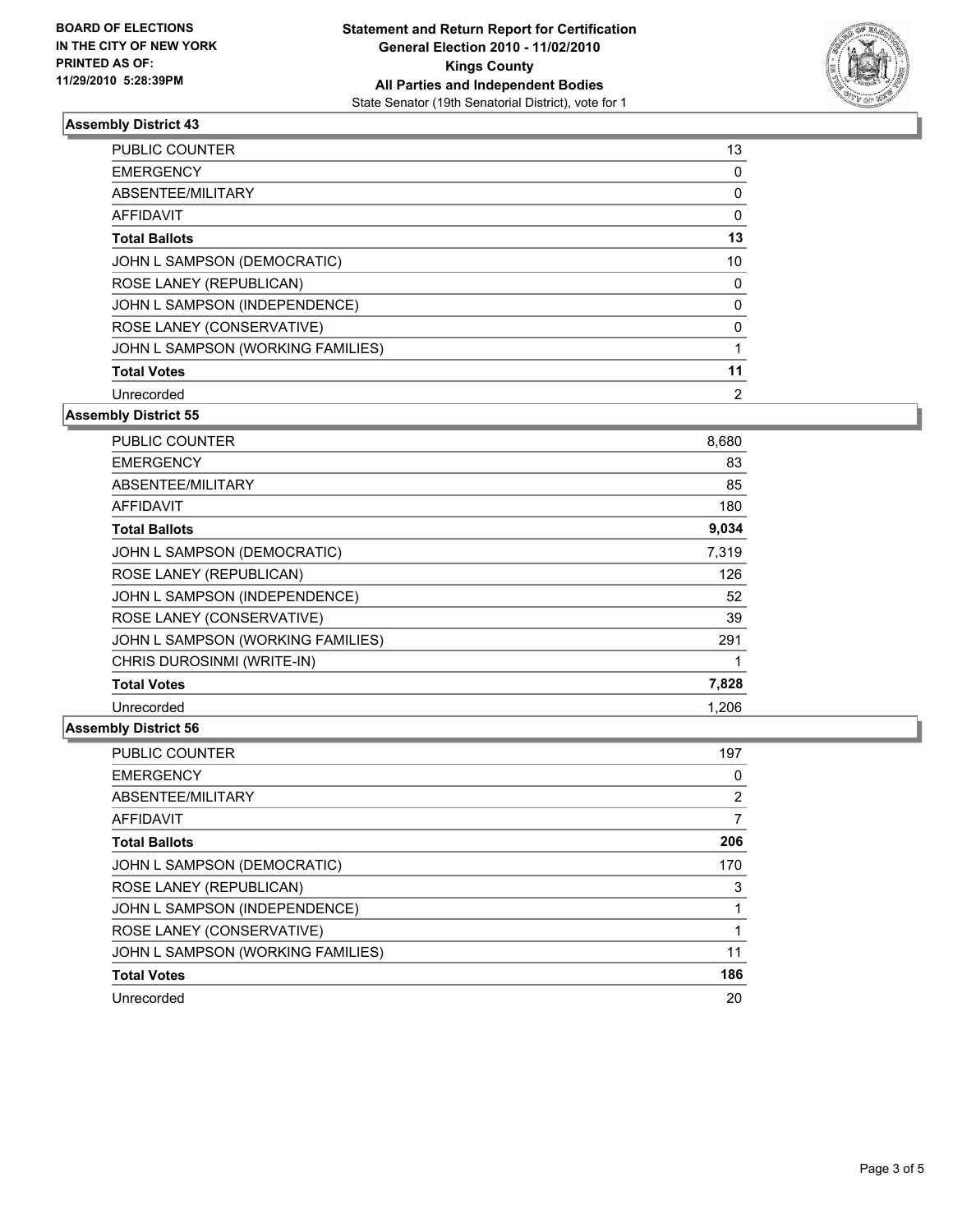BOARD OF ELECTIONS
IN THE CITY OF NEW YORK
PRINTED AS OF:
11/29/2010 5:28:39PM

**Statement and Return Report for Certification**
**General Election 2010 - 11/02/2010**
**Kings County**
**All Parties and Independent Bodies**
State Senator (19th Senatorial District), vote for 1

### Assembly District 43

| | |
|---|---|
| PUBLIC COUNTER | 13 |
| EMERGENCY | 0 |
| ABSENTEE/MILITARY | 0 |
| AFFIDAVIT | 0 |
| **Total Ballots** | **13** |
| JOHN L SAMPSON (DEMOCRATIC) | 10 |
| ROSE LANEY (REPUBLICAN) | 0 |
| JOHN L SAMPSON (INDEPENDENCE) | 0 |
| ROSE LANEY (CONSERVATIVE) | 0 |
| JOHN L SAMPSON (WORKING FAMILIES) | 1 |
| **Total Votes** | **11** |
| Unrecorded | 2 |

### Assembly District 55

| | |
|---|---|
| PUBLIC COUNTER | 8,680 |
| EMERGENCY | 83 |
| ABSENTEE/MILITARY | 85 |
| AFFIDAVIT | 180 |
| **Total Ballots** | **9,034** |
| JOHN L SAMPSON (DEMOCRATIC) | 7,319 |
| ROSE LANEY (REPUBLICAN) | 126 |
| JOHN L SAMPSON (INDEPENDENCE) | 52 |
| ROSE LANEY (CONSERVATIVE) | 39 |
| JOHN L SAMPSON (WORKING FAMILIES) | 291 |
| CHRIS DUROSINMI (WRITE-IN) | 1 |
| **Total Votes** | **7,828** |
| Unrecorded | 1,206 |

### Assembly District 56

| | |
|---|---|
| PUBLIC COUNTER | 197 |
| EMERGENCY | 0 |
| ABSENTEE/MILITARY | 2 |
| AFFIDAVIT | 7 |
| **Total Ballots** | **206** |
| JOHN L SAMPSON (DEMOCRATIC) | 170 |
| ROSE LANEY (REPUBLICAN) | 3 |
| JOHN L SAMPSON (INDEPENDENCE) | 1 |
| ROSE LANEY (CONSERVATIVE) | 1 |
| JOHN L SAMPSON (WORKING FAMILIES) | 11 |
| **Total Votes** | **186** |
| Unrecorded | 20 |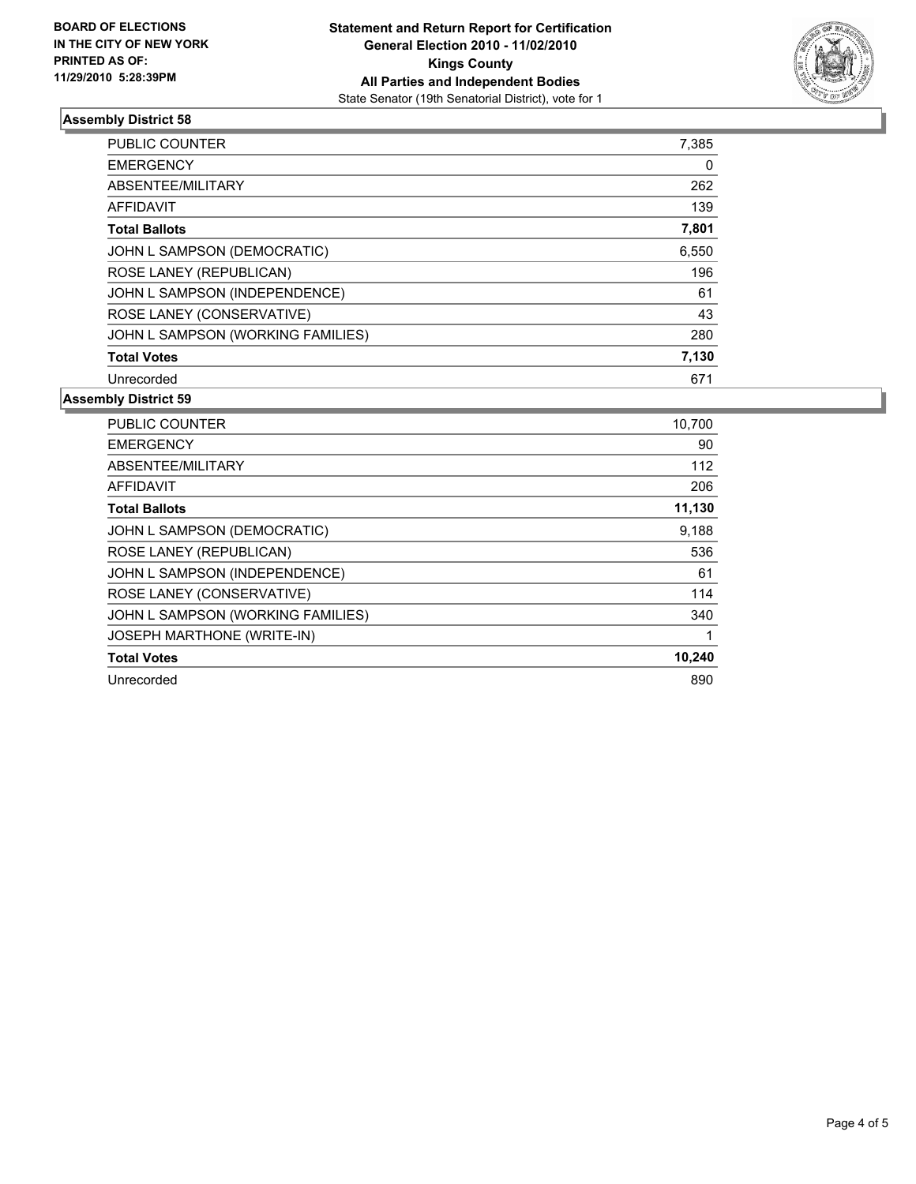**BOARD OF ELECTIONS IN THE CITY OF NEW YORK PRINTED AS OF: 11/29/2010 5:28:39PM**

**Statement and Return Report for Certification**
**General Election 2010 - 11/02/2010**
**Kings County**
**All Parties and Independent Bodies**
State Senator (19th Senatorial District), vote for 1

### Assembly District 58

| | |
|---|---|
| PUBLIC COUNTER | 7,385 |
| EMERGENCY | 0 |
| ABSENTEE/MILITARY | 262 |
| AFFIDAVIT | 139 |
| **Total Ballots** | **7,801** |
| JOHN L SAMPSON (DEMOCRATIC) | 6,550 |
| ROSE LANEY (REPUBLICAN) | 196 |
| JOHN L SAMPSON (INDEPENDENCE) | 61 |
| ROSE LANEY (CONSERVATIVE) | 43 |
| JOHN L SAMPSON (WORKING FAMILIES) | 280 |
| **Total Votes** | **7,130** |
| Unrecorded | 671 |

### Assembly District 59

| | |
|---|---|
| PUBLIC COUNTER | 10,700 |
| EMERGENCY | 90 |
| ABSENTEE/MILITARY | 112 |
| AFFIDAVIT | 206 |
| **Total Ballots** | **11,130** |
| JOHN L SAMPSON (DEMOCRATIC) | 9,188 |
| ROSE LANEY (REPUBLICAN) | 536 |
| JOHN L SAMPSON (INDEPENDENCE) | 61 |
| ROSE LANEY (CONSERVATIVE) | 114 |
| JOHN L SAMPSON (WORKING FAMILIES) | 340 |
| JOSEPH MARTHONE (WRITE-IN) | 1 |
| **Total Votes** | **10,240** |
| Unrecorded | 890 |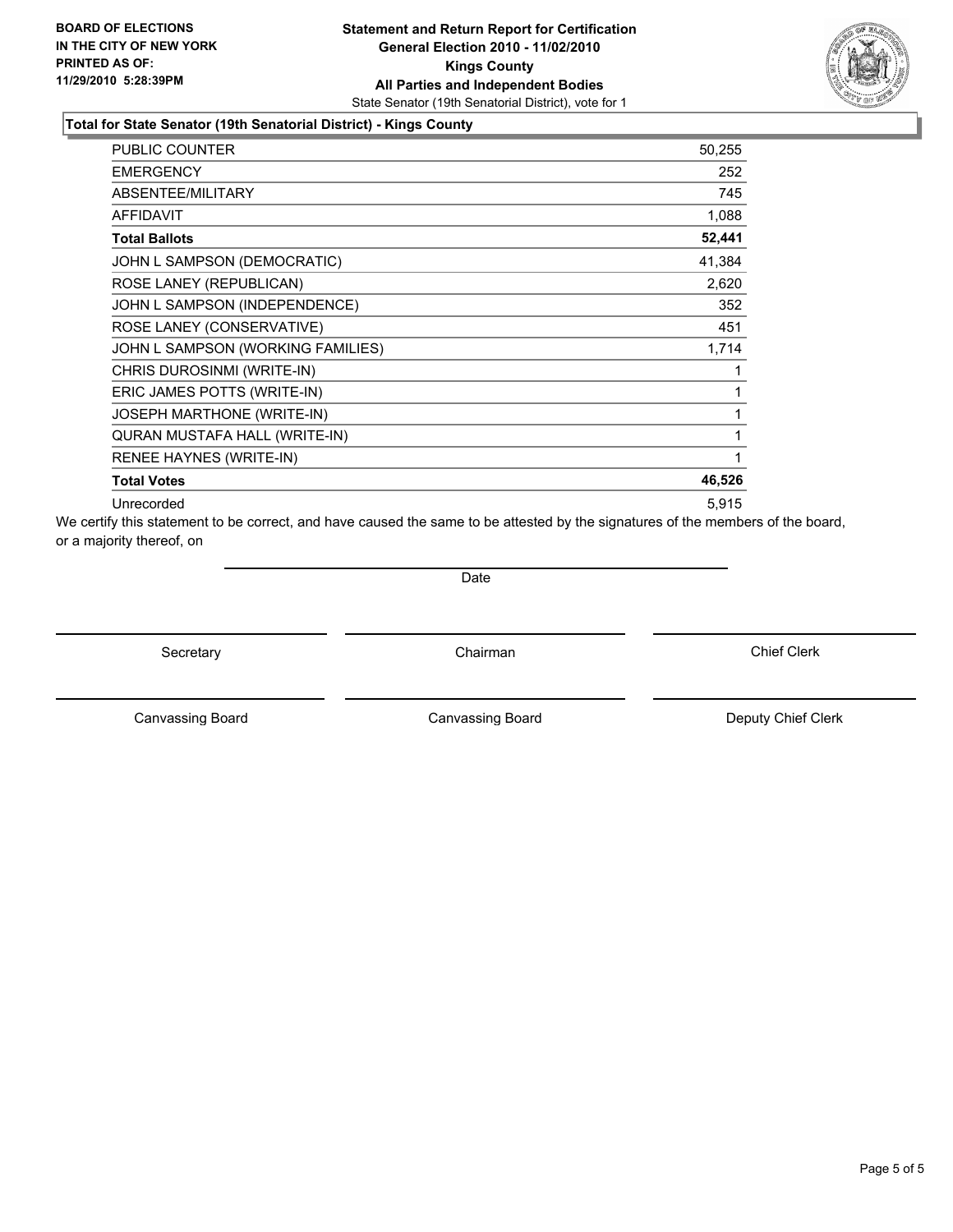**BOARD OF ELECTIONS IN THE CITY OF NEW YORK PRINTED AS OF: 11/29/2010 5:28:39PM**

**Statement and Return Report for Certification**
**General Election 2010 - 11/02/2010**
**Kings County**
**All Parties and Independent Bodies**
State Senator (19th Senatorial District), vote for 1

**Total for State Senator (19th Senatorial District) - Kings County**

| | |
|---|---|
| PUBLIC COUNTER | 50,255 |
| EMERGENCY | 252 |
| ABSENTEE/MILITARY | 745 |
| AFFIDAVIT | 1,088 |
| **Total Ballots** | **52,441** |
| JOHN L SAMPSON (DEMOCRATIC) | 41,384 |
| ROSE LANEY (REPUBLICAN) | 2,620 |
| JOHN L SAMPSON (INDEPENDENCE) | 352 |
| ROSE LANEY (CONSERVATIVE) | 451 |
| JOHN L SAMPSON (WORKING FAMILIES) | 1,714 |
| CHRIS DUROSINMI (WRITE-IN) | 1 |
| ERIC JAMES POTTS (WRITE-IN) | 1 |
| JOSEPH MARTHONE (WRITE-IN) | 1 |
| QURAN MUSTAFA HALL (WRITE-IN) | 1 |
| RENEE HAYNES (WRITE-IN) | 1 |
| **Total Votes** | **46,526** |
| Unrecorded | 5,915 |

We certify this statement to be correct, and have caused the same to be attested by the signatures of the members of the board, or a majority thereof, on

Date

Secretary | Chairman | Chief Clerk

Canvassing Board | Canvassing Board | Deputy Chief Clerk